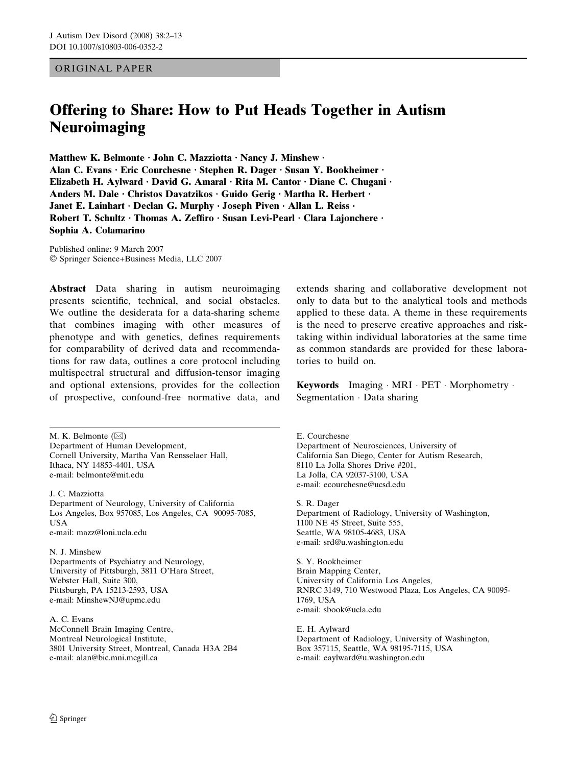ORIGINAL PAPER

# Offering to Share: How to Put Heads Together in Autism Neuroimaging

**Matthew K. Belmonte · John C. Mazziotta · Nancy J. Minshew · Alan C. Evans · Eric Courchesne · Stephen R. Dager · Susan Y. Bookheimer · Elizabeth H. Aylward · David G. Amaral · Rita M. Cantor · Diane C. Chugani · Anders M. Dale · Christos Davatzikos · Guido Gerig · Martha R. Herbert · Janet E. Lainhart · Declan G. Murphy · Joseph Piven · Allan L. Reiss · Robert T. Schultz · Thomas A. Zeffiro · Susan Levi-Pearl · Clara Lajonchere · Sophia A. Colamarino**

Published online: 9 March 2007
© Springer Science+Business Media, LLC 2007

**Abstract** Data sharing in autism neuroimaging presents scientific, technical, and social obstacles. We outline the desiderata for a data-sharing scheme that combines imaging with other measures of phenotype and with genetics, defines requirements for comparability of derived data and recommendations for raw data, outlines a core protocol including multispectral structural and diffusion-tensor imaging and optional extensions, provides for the collection of prospective, confound-free normative data, and extends sharing and collaborative development not only to data but to the analytical tools and methods applied to these data. A theme in these requirements is the need to preserve creative approaches and risk-taking within individual laboratories at the same time as common standards are provided for these laboratories to build on.

**Keywords** Imaging · MRI · PET · Morphometry · Segmentation · Data sharing

---

M. K. Belmonte (✉)
Department of Human Development,
Cornell University, Martha Van Rensselaer Hall,
Ithaca, NY 14853-4401, USA
e-mail: belmonte@mit.edu

J. C. Mazziotta
Department of Neurology, University of California
Los Angeles, Box 957085, Los Angeles, CA 90095-7085,
USA
e-mail: mazz@loni.ucla.edu

N. J. Minshew
Departments of Psychiatry and Neurology,
University of Pittsburgh, 3811 O'Hara Street,
Webster Hall, Suite 300,
Pittsburgh, PA 15213-2593, USA
e-mail: MinshewNJ@upmc.edu

A. C. Evans
McConnell Brain Imaging Centre,
Montreal Neurological Institute,
3801 University Street, Montreal, Canada H3A 2B4
e-mail: alan@bic.mni.mcgill.ca

E. Courchesne
Department of Neurosciences, University of
California San Diego, Center for Autism Research,
8110 La Jolla Shores Drive #201,
La Jolla, CA 92037-3100, USA
e-mail: ecourchesne@ucsd.edu

S. R. Dager
Department of Radiology, University of Washington,
1100 NE 45 Street, Suite 555,
Seattle, WA 98105-4683, USA
e-mail: srd@u.washington.edu

S. Y. Bookheimer
Brain Mapping Center,
University of California Los Angeles,
RNRC 3149, 710 Westwood Plaza, Los Angeles, CA 90095-1769, USA
e-mail: sbook@ucla.edu

E. H. Aylward
Department of Radiology, University of Washington,
Box 357115, Seattle, WA 98195-7115, USA
e-mail: eaylward@u.washington.edu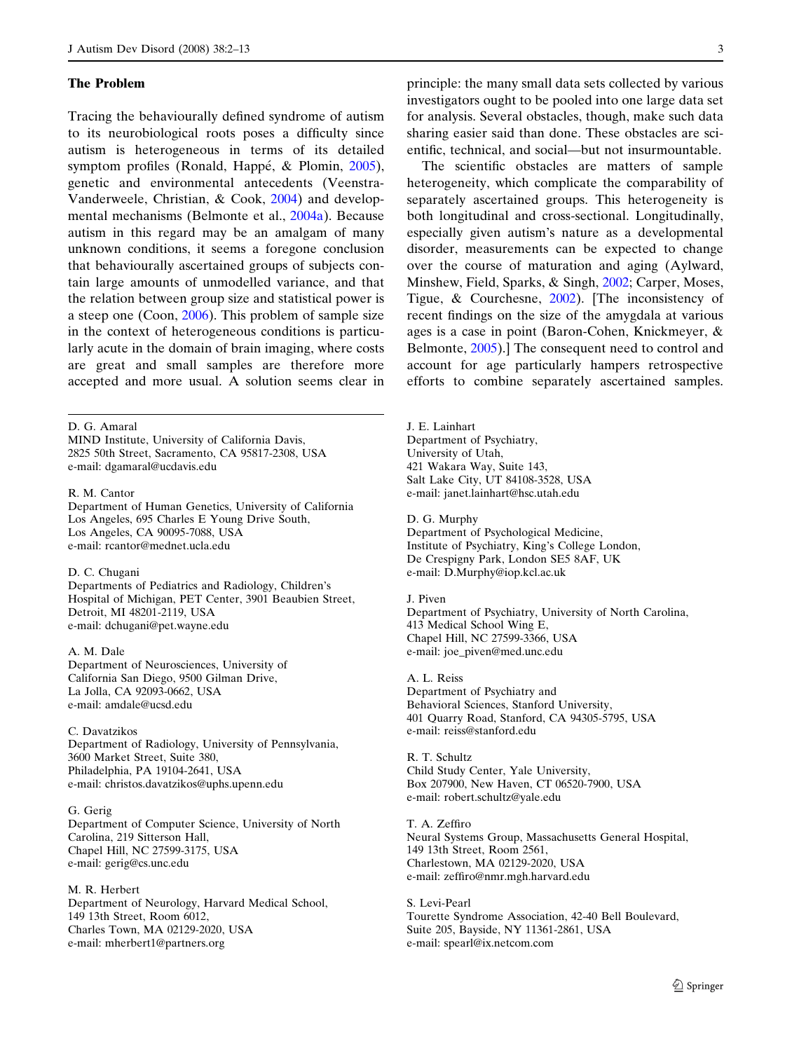## The Problem

Tracing the behaviourally defined syndrome of autism to its neurobiological roots poses a difficulty since autism is heterogeneous in terms of its detailed symptom profiles (Ronald, Happé, & Plomin, 2005), genetic and environmental antecedents (Veenstra-Vanderweele, Christian, & Cook, 2004) and developmental mechanisms (Belmonte et al., 2004a). Because autism in this regard may be an amalgam of many unknown conditions, it seems a foregone conclusion that behaviourally ascertained groups of subjects contain large amounts of unmodelled variance, and that the relation between group size and statistical power is a steep one (Coon, 2006). This problem of sample size in the context of heterogeneous conditions is particularly acute in the domain of brain imaging, where costs are great and small samples are therefore more accepted and more usual. A solution seems clear in principle: the many small data sets collected by various investigators ought to be pooled into one large data set for analysis. Several obstacles, though, make such data sharing easier said than done. These obstacles are scientific, technical, and social—but not insurmountable.

The scientific obstacles are matters of sample heterogeneity, which complicate the comparability of separately ascertained groups. This heterogeneity is both longitudinal and cross-sectional. Longitudinally, especially given autism's nature as a developmental disorder, measurements can be expected to change over the course of maturation and aging (Aylward, Minshew, Field, Sparks, & Singh, 2002; Carper, Moses, Tigue, & Courchesne, 2002). [The inconsistency of recent findings on the size of the amygdala at various ages is a case in point (Baron-Cohen, Knickmeyer, & Belmonte, 2005).] The consequent need to control and account for age particularly hampers retrospective efforts to combine separately ascertained samples.

---

D. G. Amaral
MIND Institute, University of California Davis, 2825 50th Street, Sacramento, CA 95817-2308, USA
e-mail: dgamaral@ucdavis.edu

R. M. Cantor
Department of Human Genetics, University of California Los Angeles, 695 Charles E Young Drive South, Los Angeles, CA 90095-7088, USA
e-mail: rcantor@mednet.ucla.edu

D. C. Chugani
Departments of Pediatrics and Radiology, Children's Hospital of Michigan, PET Center, 3901 Beaubien Street, Detroit, MI 48201-2119, USA
e-mail: dchugani@pet.wayne.edu

A. M. Dale
Department of Neurosciences, University of California San Diego, 9500 Gilman Drive, La Jolla, CA 92093-0662, USA
e-mail: amdale@ucsd.edu

C. Davatzikos
Department of Radiology, University of Pennsylvania, 3600 Market Street, Suite 380, Philadelphia, PA 19104-2641, USA
e-mail: christos.davatzikos@uphs.upenn.edu

G. Gerig
Department of Computer Science, University of North Carolina, 219 Sitterson Hall, Chapel Hill, NC 27599-3175, USA
e-mail: gerig@cs.unc.edu

M. R. Herbert
Department of Neurology, Harvard Medical School, 149 13th Street, Room 6012, Charles Town, MA 02129-2020, USA
e-mail: mherbert1@partners.org

J. E. Lainhart
Department of Psychiatry, University of Utah, 421 Wakara Way, Suite 143, Salt Lake City, UT 84108-3528, USA
e-mail: janet.lainhart@hsc.utah.edu

D. G. Murphy
Department of Psychological Medicine, Institute of Psychiatry, King's College London, De Crespigny Park, London SE5 8AF, UK
e-mail: D.Murphy@iop.kcl.ac.uk

J. Piven
Department of Psychiatry, University of North Carolina, 413 Medical School Wing E, Chapel Hill, NC 27599-3366, USA
e-mail: joe_piven@med.unc.edu

A. L. Reiss
Department of Psychiatry and Behavioral Sciences, Stanford University, 401 Quarry Road, Stanford, CA 94305-5795, USA
e-mail: reiss@stanford.edu

R. T. Schultz
Child Study Center, Yale University, Box 207900, New Haven, CT 06520-7900, USA
e-mail: robert.schultz@yale.edu

T. A. Zeffiro
Neural Systems Group, Massachusetts General Hospital, 149 13th Street, Room 2561, Charlestown, MA 02129-2020, USA
e-mail: zeffiro@nmr.mgh.harvard.edu

S. Levi-Pearl
Tourette Syndrome Association, 42-40 Bell Boulevard, Suite 205, Bayside, NY 11361-2861, USA
e-mail: spearl@ix.netcom.com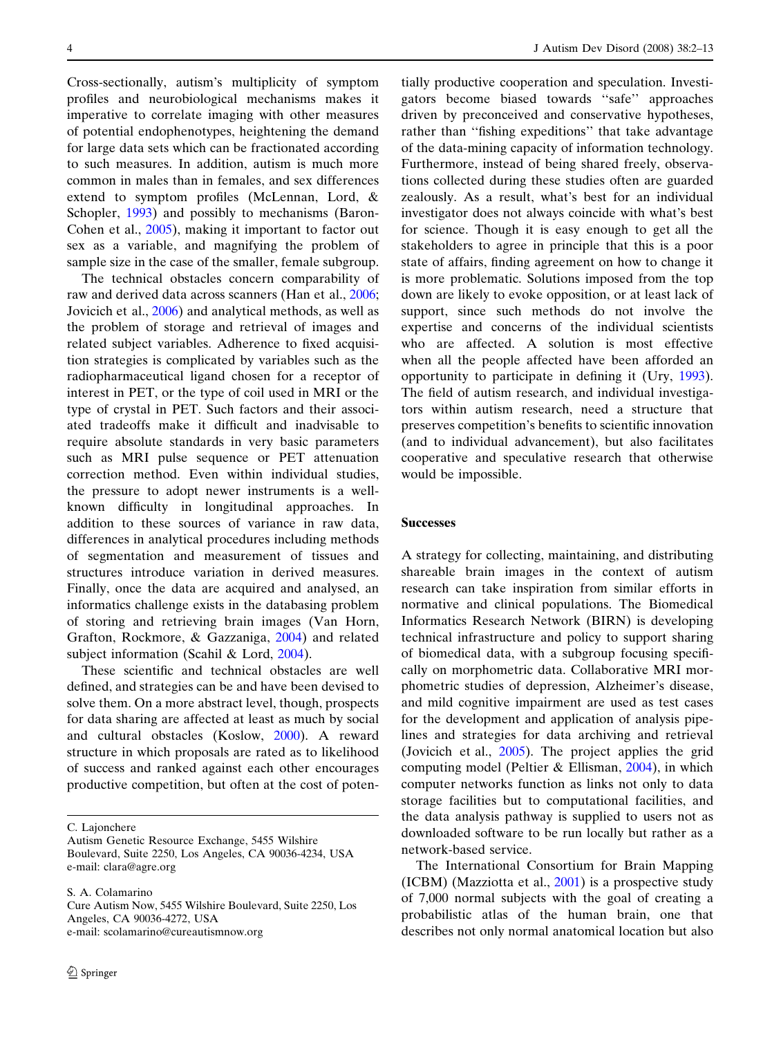Cross-sectionally, autism's multiplicity of symptom profiles and neurobiological mechanisms makes it imperative to correlate imaging with other measures of potential endophenotypes, heightening the demand for large data sets which can be fractionated according to such measures. In addition, autism is much more common in males than in females, and sex differences extend to symptom profiles (McLennan, Lord, & Schopler, 1993) and possibly to mechanisms (Baron-Cohen et al., 2005), making it important to factor out sex as a variable, and magnifying the problem of sample size in the case of the smaller, female subgroup.

The technical obstacles concern comparability of raw and derived data across scanners (Han et al., 2006; Jovicich et al., 2006) and analytical methods, as well as the problem of storage and retrieval of images and related subject variables. Adherence to fixed acquisition strategies is complicated by variables such as the radiopharmaceutical ligand chosen for a receptor of interest in PET, or the type of coil used in MRI or the type of crystal in PET. Such factors and their associated tradeoffs make it difficult and inadvisable to require absolute standards in very basic parameters such as MRI pulse sequence or PET attenuation correction method. Even within individual studies, the pressure to adopt newer instruments is a well-known difficulty in longitudinal approaches. In addition to these sources of variance in raw data, differences in analytical procedures including methods of segmentation and measurement of tissues and structures introduce variation in derived measures. Finally, once the data are acquired and analysed, an informatics challenge exists in the databasing problem of storing and retrieving brain images (Van Horn, Grafton, Rockmore, & Gazzaniga, 2004) and related subject information (Scahil & Lord, 2004).

These scientific and technical obstacles are well defined, and strategies can be and have been devised to solve them. On a more abstract level, though, prospects for data sharing are affected at least as much by social and cultural obstacles (Koslow, 2000). A reward structure in which proposals are rated as to likelihood of success and ranked against each other encourages productive competition, but often at the cost of potentially productive cooperation and speculation. Investigators become biased towards "safe" approaches driven by preconceived and conservative hypotheses, rather than "fishing expeditions" that take advantage of the data-mining capacity of information technology. Furthermore, instead of being shared freely, observations collected during these studies often are guarded zealously. As a result, what's best for an individual investigator does not always coincide with what's best for science. Though it is easy enough to get all the stakeholders to agree in principle that this is a poor state of affairs, finding agreement on how to change it is more problematic. Solutions imposed from the top down are likely to evoke opposition, or at least lack of support, since such methods do not involve the expertise and concerns of the individual scientists who are affected. A solution is most effective when all the people affected have been afforded an opportunity to participate in defining it (Ury, 1993). The field of autism research, and individual investigators within autism research, need a structure that preserves competition's benefits to scientific innovation (and to individual advancement), but also facilitates cooperative and speculative research that otherwise would be impossible.

## Successes

A strategy for collecting, maintaining, and distributing shareable brain images in the context of autism research can take inspiration from similar efforts in normative and clinical populations. The Biomedical Informatics Research Network (BIRN) is developing technical infrastructure and policy to support sharing of biomedical data, with a subgroup focusing specifically on morphometric data. Collaborative MRI morphometric studies of depression, Alzheimer's disease, and mild cognitive impairment are used as test cases for the development and application of analysis pipelines and strategies for data archiving and retrieval (Jovicich et al., 2005). The project applies the grid computing model (Peltier & Ellisman, 2004), in which computer networks function as links not only to data storage facilities but to computational facilities, and the data analysis pathway is supplied to users not as downloaded software to be run locally but rather as a network-based service.

The International Consortium for Brain Mapping (ICBM) (Mazziotta et al., 2001) is a prospective study of 7,000 normal subjects with the goal of creating a probabilistic atlas of the human brain, one that describes not only normal anatomical location but also

C. Lajonchere
Autism Genetic Resource Exchange, 5455 Wilshire Boulevard, Suite 2250, Los Angeles, CA 90036-4234, USA
e-mail: clara@agre.org

S. A. Colamarino
Cure Autism Now, 5455 Wilshire Boulevard, Suite 2250, Los Angeles, CA 90036-4272, USA
e-mail: scolamarino@cureautismnow.org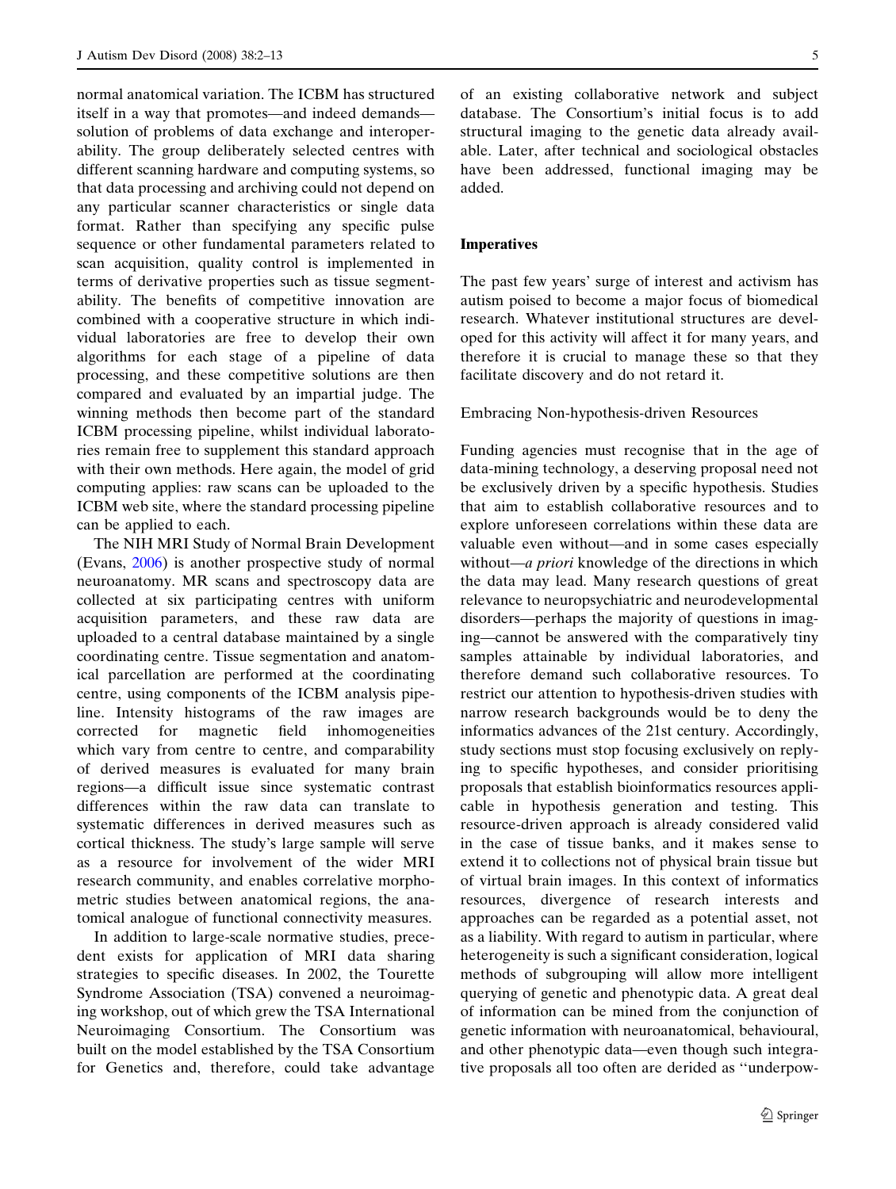normal anatomical variation. The ICBM has structured itself in a way that promotes—and indeed demands—solution of problems of data exchange and interoperability. The group deliberately selected centres with different scanning hardware and computing systems, so that data processing and archiving could not depend on any particular scanner characteristics or single data format. Rather than specifying any specific pulse sequence or other fundamental parameters related to scan acquisition, quality control is implemented in terms of derivative properties such as tissue segmentability. The benefits of competitive innovation are combined with a cooperative structure in which individual laboratories are free to develop their own algorithms for each stage of a pipeline of data processing, and these competitive solutions are then compared and evaluated by an impartial judge. The winning methods then become part of the standard ICBM processing pipeline, whilst individual laboratories remain free to supplement this standard approach with their own methods. Here again, the model of grid computing applies: raw scans can be uploaded to the ICBM web site, where the standard processing pipeline can be applied to each.

The NIH MRI Study of Normal Brain Development (Evans, 2006) is another prospective study of normal neuroanatomy. MR scans and spectroscopy data are collected at six participating centres with uniform acquisition parameters, and these raw data are uploaded to a central database maintained by a single coordinating centre. Tissue segmentation and anatomical parcellation are performed at the coordinating centre, using components of the ICBM analysis pipeline. Intensity histograms of the raw images are corrected for magnetic field inhomogeneities which vary from centre to centre, and comparability of derived measures is evaluated for many brain regions—a difficult issue since systematic contrast differences within the raw data can translate to systematic differences in derived measures such as cortical thickness. The study's large sample will serve as a resource for involvement of the wider MRI research community, and enables correlative morphometric studies between anatomical regions, the anatomical analogue of functional connectivity measures.

In addition to large-scale normative studies, precedent exists for application of MRI data sharing strategies to specific diseases. In 2002, the Tourette Syndrome Association (TSA) convened a neuroimaging workshop, out of which grew the TSA International Neuroimaging Consortium. The Consortium was built on the model established by the TSA Consortium for Genetics and, therefore, could take advantage of an existing collaborative network and subject database. The Consortium's initial focus is to add structural imaging to the genetic data already available. Later, after technical and sociological obstacles have been addressed, functional imaging may be added.

## Imperatives

The past few years' surge of interest and activism has autism poised to become a major focus of biomedical research. Whatever institutional structures are developed for this activity will affect it for many years, and therefore it is crucial to manage these so that they facilitate discovery and do not retard it.

### Embracing Non-hypothesis-driven Resources

Funding agencies must recognise that in the age of data-mining technology, a deserving proposal need not be exclusively driven by a specific hypothesis. Studies that aim to establish collaborative resources and to explore unforeseen correlations within these data are valuable even without—and in some cases especially without—*a priori* knowledge of the directions in which the data may lead. Many research questions of great relevance to neuropsychiatric and neurodevelopmental disorders—perhaps the majority of questions in imaging—cannot be answered with the comparatively tiny samples attainable by individual laboratories, and therefore demand such collaborative resources. To restrict our attention to hypothesis-driven studies with narrow research backgrounds would be to deny the informatics advances of the 21st century. Accordingly, study sections must stop focusing exclusively on replying to specific hypotheses, and consider prioritising proposals that establish bioinformatics resources applicable in hypothesis generation and testing. This resource-driven approach is already considered valid in the case of tissue banks, and it makes sense to extend it to collections not of physical brain tissue but of virtual brain images. In this context of informatics resources, divergence of research interests and approaches can be regarded as a potential asset, not as a liability. With regard to autism in particular, where heterogeneity is such a significant consideration, logical methods of subgrouping will allow more intelligent querying of genetic and phenotypic data. A great deal of information can be mined from the conjunction of genetic information with neuroanatomical, behavioural, and other phenotypic data—even though such integrative proposals all too often are derided as "underpow-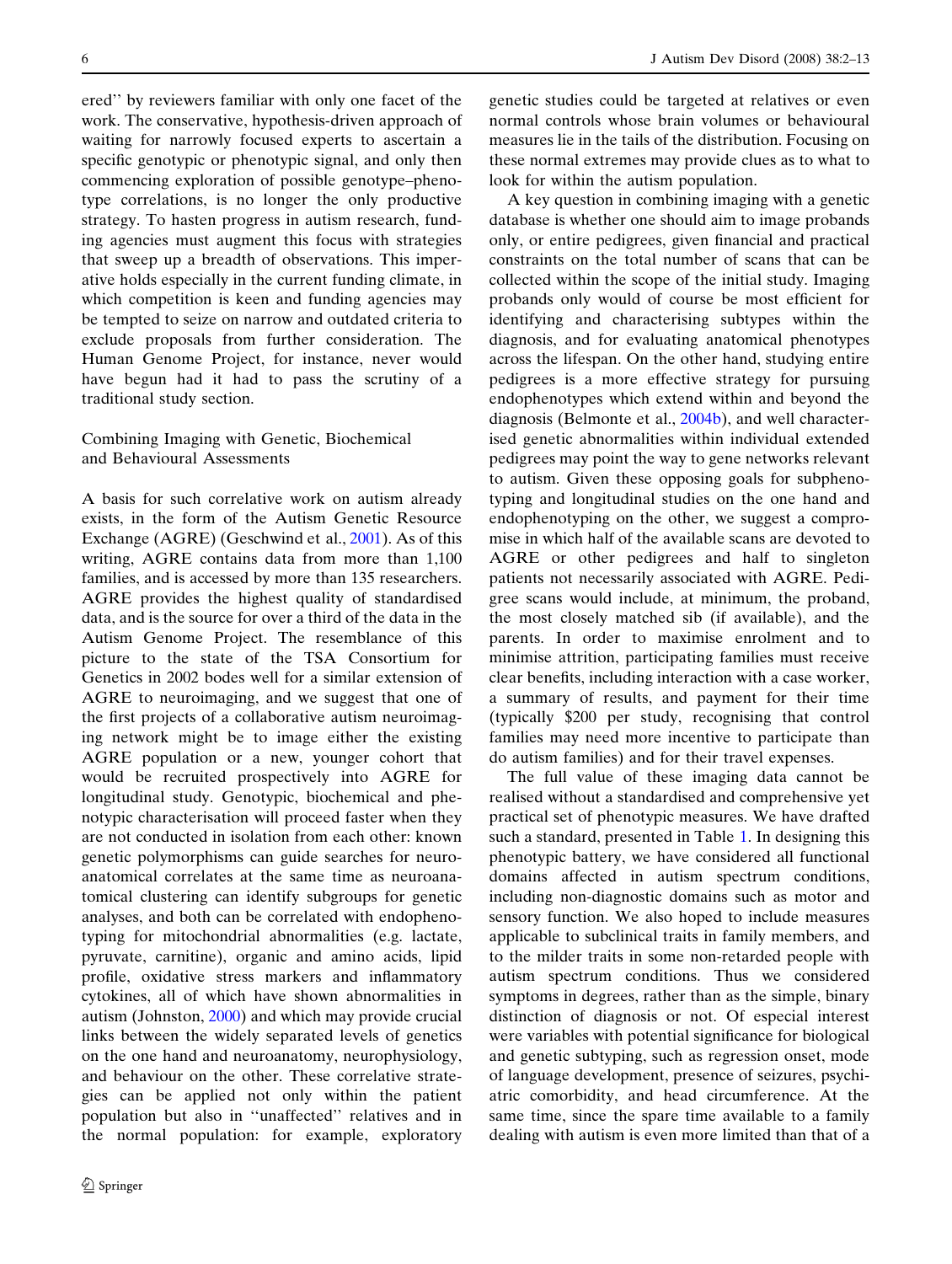ered'' by reviewers familiar with only one facet of the work. The conservative, hypothesis-driven approach of waiting for narrowly focused experts to ascertain a specific genotypic or phenotypic signal, and only then commencing exploration of possible genotype–phenotype correlations, is no longer the only productive strategy. To hasten progress in autism research, funding agencies must augment this focus with strategies that sweep up a breadth of observations. This imperative holds especially in the current funding climate, in which competition is keen and funding agencies may be tempted to seize on narrow and outdated criteria to exclude proposals from further consideration. The Human Genome Project, for instance, never would have begun had it had to pass the scrutiny of a traditional study section.

## Combining Imaging with Genetic, Biochemical and Behavioural Assessments

A basis for such correlative work on autism already exists, in the form of the Autism Genetic Resource Exchange (AGRE) (Geschwind et al., 2001). As of this writing, AGRE contains data from more than 1,100 families, and is accessed by more than 135 researchers. AGRE provides the highest quality of standardised data, and is the source for over a third of the data in the Autism Genome Project. The resemblance of this picture to the state of the TSA Consortium for Genetics in 2002 bodes well for a similar extension of AGRE to neuroimaging, and we suggest that one of the first projects of a collaborative autism neuroimaging network might be to image either the existing AGRE population or a new, younger cohort that would be recruited prospectively into AGRE for longitudinal study. Genotypic, biochemical and phenotypic characterisation will proceed faster when they are not conducted in isolation from each other: known genetic polymorphisms can guide searches for neuroanatomical correlates at the same time as neuroanatomical clustering can identify subgroups for genetic analyses, and both can be correlated with endophenotyping for mitochondrial abnormalities (e.g. lactate, pyruvate, carnitine), organic and amino acids, lipid profile, oxidative stress markers and inflammatory cytokines, all of which have shown abnormalities in autism (Johnston, 2000) and which may provide crucial links between the widely separated levels of genetics on the one hand and neuroanatomy, neurophysiology, and behaviour on the other. These correlative strategies can be applied not only within the patient population but also in ''unaffected'' relatives and in the normal population: for example, exploratory genetic studies could be targeted at relatives or even normal controls whose brain volumes or behavioural measures lie in the tails of the distribution. Focusing on these normal extremes may provide clues as to what to look for within the autism population.

A key question in combining imaging with a genetic database is whether one should aim to image probands only, or entire pedigrees, given financial and practical constraints on the total number of scans that can be collected within the scope of the initial study. Imaging probands only would of course be most efficient for identifying and characterising subtypes within the diagnosis, and for evaluating anatomical phenotypes across the lifespan. On the other hand, studying entire pedigrees is a more effective strategy for pursuing endophenotypes which extend within and beyond the diagnosis (Belmonte et al., 2004b), and well characterised genetic abnormalities within individual extended pedigrees may point the way to gene networks relevant to autism. Given these opposing goals for subphenotyping and longitudinal studies on the one hand and endophenotyping on the other, we suggest a compromise in which half of the available scans are devoted to AGRE or other pedigrees and half to singleton patients not necessarily associated with AGRE. Pedigree scans would include, at minimum, the proband, the most closely matched sib (if available), and the parents. In order to maximise enrolment and to minimise attrition, participating families must receive clear benefits, including interaction with a case worker, a summary of results, and payment for their time (typically $200 per study, recognising that control families may need more incentive to participate than do autism families) and for their travel expenses.

The full value of these imaging data cannot be realised without a standardised and comprehensive yet practical set of phenotypic measures. We have drafted such a standard, presented in Table 1. In designing this phenotypic battery, we have considered all functional domains affected in autism spectrum conditions, including non-diagnostic domains such as motor and sensory function. We also hoped to include measures applicable to subclinical traits in family members, and to the milder traits in some non-retarded people with autism spectrum conditions. Thus we considered symptoms in degrees, rather than as the simple, binary distinction of diagnosis or not. Of especial interest were variables with potential significance for biological and genetic subtyping, such as regression onset, mode of language development, presence of seizures, psychiatric comorbidity, and head circumference. At the same time, since the spare time available to a family dealing with autism is even more limited than that of a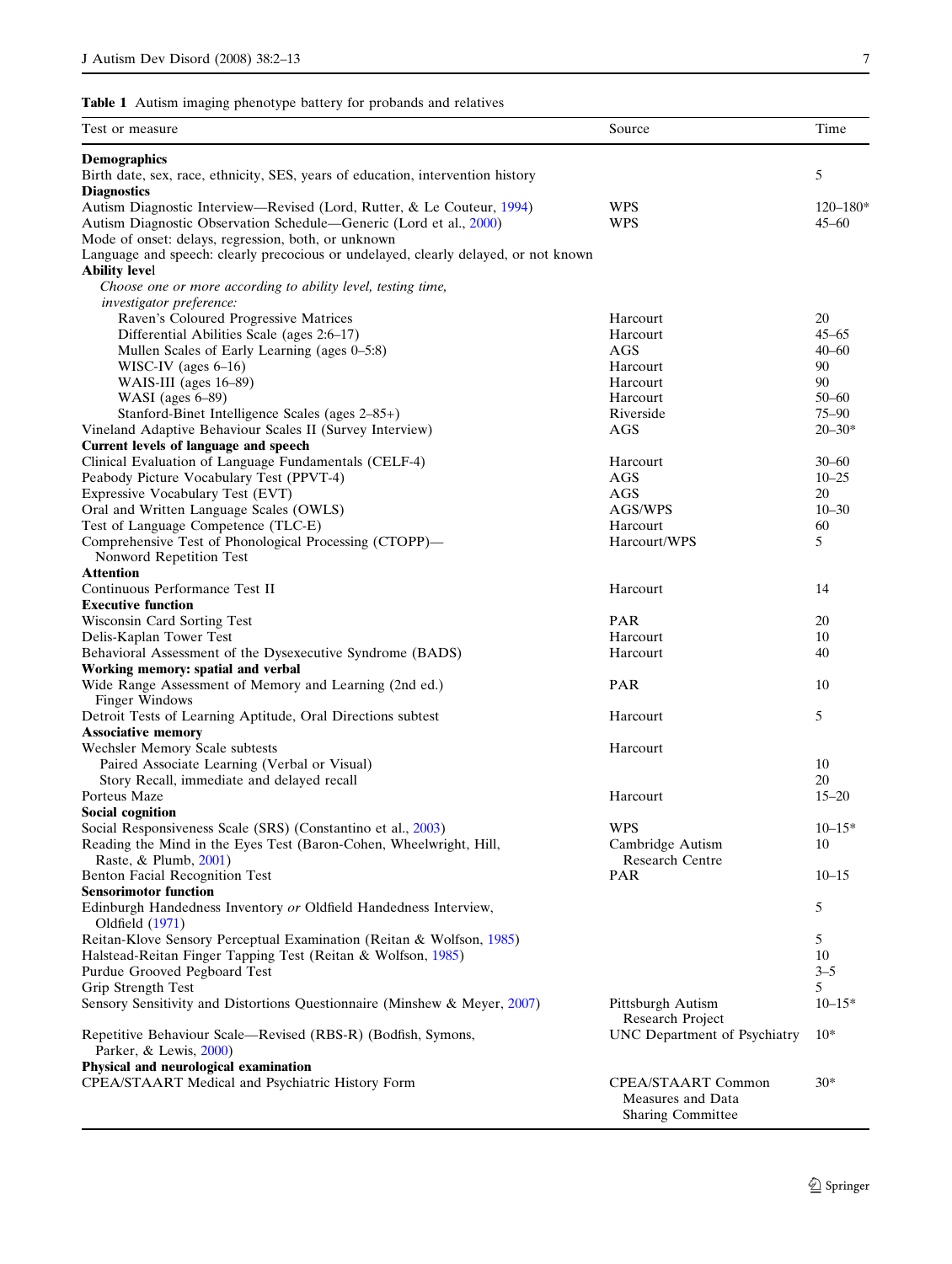**Table 1** Autism imaging phenotype battery for probands and relatives

| Test or measure | Source | Time |
|---|---|---|
| **Demographics** | | |
| Birth date, sex, race, ethnicity, SES, years of education, intervention history | | 5 |
| **Diagnostics** | | |
| Autism Diagnostic Interview—Revised (Lord, Rutter, & Le Couteur, 1994) | WPS | 120–180* |
| Autism Diagnostic Observation Schedule—Generic (Lord et al., 2000) | WPS | 45–60 |
| Mode of onset: delays, regression, both, or unknown | | |
| Language and speech: clearly precocious or undelayed, clearly delayed, or not known | | |
| **Ability level** | | |
| *Choose one or more according to ability level, testing time, investigator preference:* | | |
| Raven's Coloured Progressive Matrices | Harcourt | 20 |
| Differential Abilities Scale (ages 2:6–17) | Harcourt | 45–65 |
| Mullen Scales of Early Learning (ages 0–5:8) | AGS | 40–60 |
| WISC-IV (ages 6–16) | Harcourt | 90 |
| WAIS-III (ages 16–89) | Harcourt | 90 |
| WASI (ages 6–89) | Harcourt | 50–60 |
| Stanford-Binet Intelligence Scales (ages 2–85+) | Riverside | 75–90 |
| Vineland Adaptive Behaviour Scales II (Survey Interview) | AGS | 20–30* |
| **Current levels of language and speech** | | |
| Clinical Evaluation of Language Fundamentals (CELF-4) | Harcourt | 30–60 |
| Peabody Picture Vocabulary Test (PPVT-4) | AGS | 10–25 |
| Expressive Vocabulary Test (EVT) | AGS | 20 |
| Oral and Written Language Scales (OWLS) | AGS/WPS | 10–30 |
| Test of Language Competence (TLC-E) | Harcourt | 60 |
| Comprehensive Test of Phonological Processing (CTOPP)—Nonword Repetition Test | Harcourt/WPS | 5 |
| **Attention** | | |
| Continuous Performance Test II | Harcourt | 14 |
| **Executive function** | | |
| Wisconsin Card Sorting Test | PAR | 20 |
| Delis-Kaplan Tower Test | Harcourt | 10 |
| Behavioral Assessment of the Dysexecutive Syndrome (BADS) | Harcourt | 40 |
| **Working memory: spatial and verbal** | | |
| Wide Range Assessment of Memory and Learning (2nd ed.) Finger Windows | PAR | 10 |
| Detroit Tests of Learning Aptitude, Oral Directions subtest | Harcourt | 5 |
| **Associative memory** | | |
| Wechsler Memory Scale subtests | Harcourt | |
| Paired Associate Learning (Verbal or Visual) | | 10 |
| Story Recall, immediate and delayed recall | | 20 |
| Porteus Maze | Harcourt | 15–20 |
| **Social cognition** | | |
| Social Responsiveness Scale (SRS) (Constantino et al., 2003) | WPS | 10–15* |
| Reading the Mind in the Eyes Test (Baron-Cohen, Wheelwright, Hill, Raste, & Plumb, 2001) | Cambridge Autism Research Centre | 10 |
| Benton Facial Recognition Test | PAR | 10–15 |
| **Sensorimotor function** | | |
| Edinburgh Handedness Inventory *or* Oldfield Handedness Interview, Oldfield (1971) | | 5 |
| Reitan-Klove Sensory Perceptual Examination (Reitan & Wolfson, 1985) | | 5 |
| Halstead-Reitan Finger Tapping Test (Reitan & Wolfson, 1985) | | 10 |
| Purdue Grooved Pegboard Test | | 3–5 |
| Grip Strength Test | | 5 |
| Sensory Sensitivity and Distortions Questionnaire (Minshew & Meyer, 2007) | Pittsburgh Autism Research Project | 10–15* |
| Repetitive Behaviour Scale—Revised (RBS-R) (Bodfish, Symons, Parker, & Lewis, 2000) | UNC Department of Psychiatry | 10* |
| **Physical and neurological examination** | | |
| CPEA/STAART Medical and Psychiatric History Form | CPEA/STAART Common Measures and Data Sharing Committee | 30* |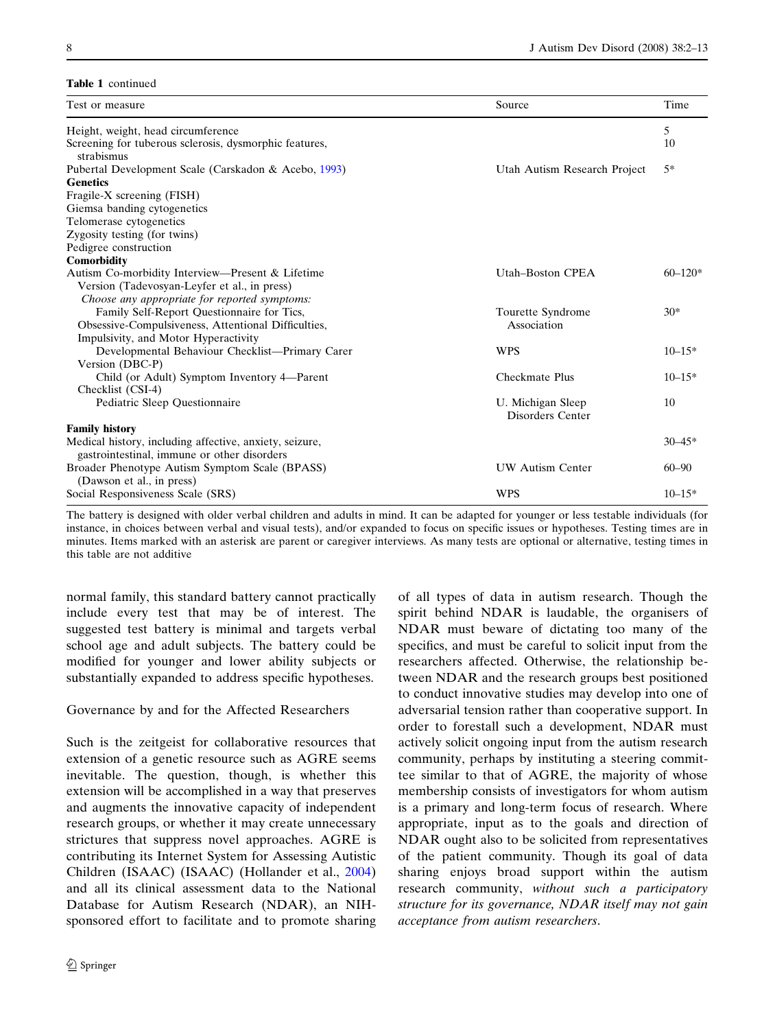**Table 1** continued

| Test or measure | Source | Time |
|---|---|---|
| Height, weight, head circumference | | 5 |
| Screening for tuberous sclerosis, dysmorphic features, strabismus | | 10 |
| Pubertal Development Scale (Carskadon & Acebo, 1993) | Utah Autism Research Project | 5* |
| **Genetics** | | |
| Fragile-X screening (FISH) | | |
| Giemsa banding cytogenetics | | |
| Telomerase cytogenetics | | |
| Zygosity testing (for twins) | | |
| Pedigree construction | | |
| **Comorbidity** | | |
| Autism Co-morbidity Interview—Present & Lifetime Version (Tadevosyan-Leyfer et al., in press) | Utah–Boston CPEA | 60–120* |
| *Choose any appropriate for reported symptoms:* | | |
| Family Self-Report Questionnaire for Tics, Obsessive-Compulsiveness, Attentional Difficulties, Impulsivity, and Motor Hyperactivity | Tourette Syndrome Association | 30* |
| Developmental Behaviour Checklist—Primary Carer Version (DBC-P) | WPS | 10–15* |
| Child (or Adult) Symptom Inventory 4—Parent Checklist (CSI-4) | Checkmate Plus | 10–15* |
| Pediatric Sleep Questionnaire | U. Michigan Sleep Disorders Center | 10 |
| **Family history** | | |
| Medical history, including affective, anxiety, seizure, gastrointestinal, immune or other disorders | | 30–45* |
| Broader Phenotype Autism Symptom Scale (BPASS) (Dawson et al., in press) | UW Autism Center | 60–90 |
| Social Responsiveness Scale (SRS) | WPS | 10–15* |

The battery is designed with older verbal children and adults in mind. It can be adapted for younger or less testable individuals (for instance, in choices between verbal and visual tests), and/or expanded to focus on specific issues or hypotheses. Testing times are in minutes. Items marked with an asterisk are parent or caregiver interviews. As many tests are optional or alternative, testing times in this table are not additive

normal family, this standard battery cannot practically include every test that may be of interest. The suggested test battery is minimal and targets verbal school age and adult subjects. The battery could be modified for younger and lower ability subjects or substantially expanded to address specific hypotheses.

## Governance by and for the Affected Researchers

Such is the zeitgeist for collaborative resources that extension of a genetic resource such as AGRE seems inevitable. The question, though, is whether this extension will be accomplished in a way that preserves and augments the innovative capacity of independent research groups, or whether it may create unnecessary strictures that suppress novel approaches. AGRE is contributing its Internet System for Assessing Autistic Children (ISAAC) (ISAAC) (Hollander et al., 2004) and all its clinical assessment data to the National Database for Autism Research (NDAR), an NIH-sponsored effort to facilitate and to promote sharing of all types of data in autism research. Though the spirit behind NDAR is laudable, the organisers of NDAR must beware of dictating too many of the specifics, and must be careful to solicit input from the researchers affected. Otherwise, the relationship between NDAR and the research groups best positioned to conduct innovative studies may develop into one of adversarial tension rather than cooperative support. In order to forestall such a development, NDAR must actively solicit ongoing input from the autism research community, perhaps by instituting a steering committee similar to that of AGRE, the majority of whose membership consists of investigators for whom autism is a primary and long-term focus of research. Where appropriate, input as to the goals and direction of NDAR ought also to be solicited from representatives of the patient community. Though its goal of data sharing enjoys broad support within the autism research community, *without such a participatory structure for its governance, NDAR itself may not gain acceptance from autism researchers.*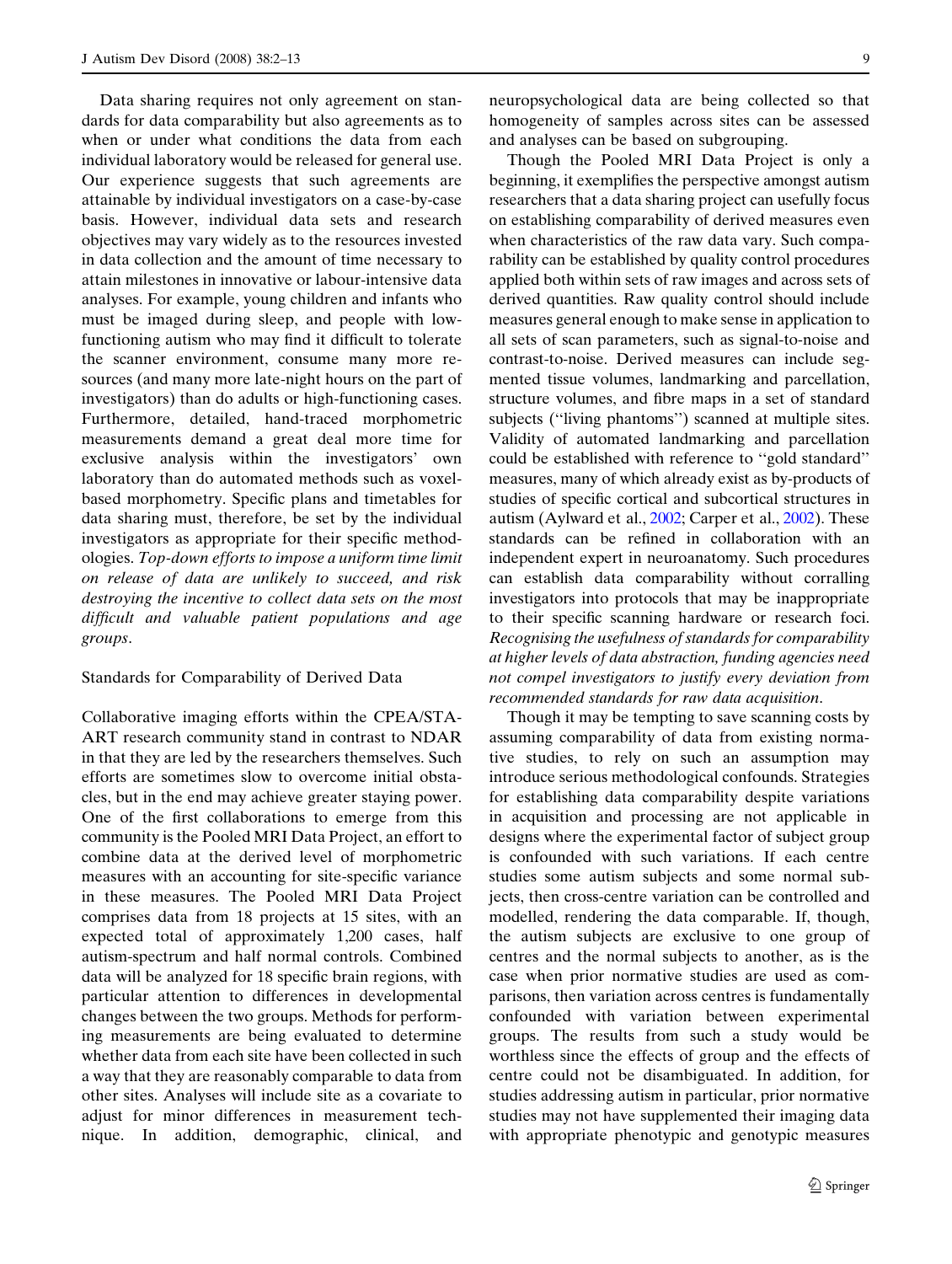Data sharing requires not only agreement on standards for data comparability but also agreements as to when or under what conditions the data from each individual laboratory would be released for general use. Our experience suggests that such agreements are attainable by individual investigators on a case-by-case basis. However, individual data sets and research objectives may vary widely as to the resources invested in data collection and the amount of time necessary to attain milestones in innovative or labour-intensive data analyses. For example, young children and infants who must be imaged during sleep, and people with low-functioning autism who may find it difficult to tolerate the scanner environment, consume many more resources (and many more late-night hours on the part of investigators) than do adults or high-functioning cases. Furthermore, detailed, hand-traced morphometric measurements demand a great deal more time for exclusive analysis within the investigators' own laboratory than do automated methods such as voxel-based morphometry. Specific plans and timetables for data sharing must, therefore, be set by the individual investigators as appropriate for their specific methodologies. *Top-down efforts to impose a uniform time limit on release of data are unlikely to succeed, and risk destroying the incentive to collect data sets on the most difficult and valuable patient populations and age groups*.

## Standards for Comparability of Derived Data

Collaborative imaging efforts within the CPEA/STAART research community stand in contrast to NDAR in that they are led by the researchers themselves. Such efforts are sometimes slow to overcome initial obstacles, but in the end may achieve greater staying power. One of the first collaborations to emerge from this community is the Pooled MRI Data Project, an effort to combine data at the derived level of morphometric measures with an accounting for site-specific variance in these measures. The Pooled MRI Data Project comprises data from 18 projects at 15 sites, with an expected total of approximately 1,200 cases, half autism-spectrum and half normal controls. Combined data will be analyzed for 18 specific brain regions, with particular attention to differences in developmental changes between the two groups. Methods for performing measurements are being evaluated to determine whether data from each site have been collected in such a way that they are reasonably comparable to data from other sites. Analyses will include site as a covariate to adjust for minor differences in measurement technique. In addition, demographic, clinical, and neuropsychological data are being collected so that homogeneity of samples across sites can be assessed and analyses can be based on subgrouping.

Though the Pooled MRI Data Project is only a beginning, it exemplifies the perspective amongst autism researchers that a data sharing project can usefully focus on establishing comparability of derived measures even when characteristics of the raw data vary. Such comparability can be established by quality control procedures applied both within sets of raw images and across sets of derived quantities. Raw quality control should include measures general enough to make sense in application to all sets of scan parameters, such as signal-to-noise and contrast-to-noise. Derived measures can include segmented tissue volumes, landmarking and parcellation, structure volumes, and fibre maps in a set of standard subjects ("living phantoms") scanned at multiple sites. Validity of automated landmarking and parcellation could be established with reference to "gold standard" measures, many of which already exist as by-products of studies of specific cortical and subcortical structures in autism (Aylward et al., 2002; Carper et al., 2002). These standards can be refined in collaboration with an independent expert in neuroanatomy. Such procedures can establish data comparability without corralling investigators into protocols that may be inappropriate to their specific scanning hardware or research foci. *Recognising the usefulness of standards for comparability at higher levels of data abstraction, funding agencies need not compel investigators to justify every deviation from recommended standards for raw data acquisition*.

Though it may be tempting to save scanning costs by assuming comparability of data from existing normative studies, to rely on such an assumption may introduce serious methodological confounds. Strategies for establishing data comparability despite variations in acquisition and processing are not applicable in designs where the experimental factor of subject group is confounded with such variations. If each centre studies some autism subjects and some normal subjects, then cross-centre variation can be controlled and modelled, rendering the data comparable. If, though, the autism subjects are exclusive to one group of centres and the normal subjects to another, as is the case when prior normative studies are used as comparisons, then variation across centres is fundamentally confounded with variation between experimental groups. The results from such a study would be worthless since the effects of group and the effects of centre could not be disambiguated. In addition, for studies addressing autism in particular, prior normative studies may not have supplemented their imaging data with appropriate phenotypic and genotypic measures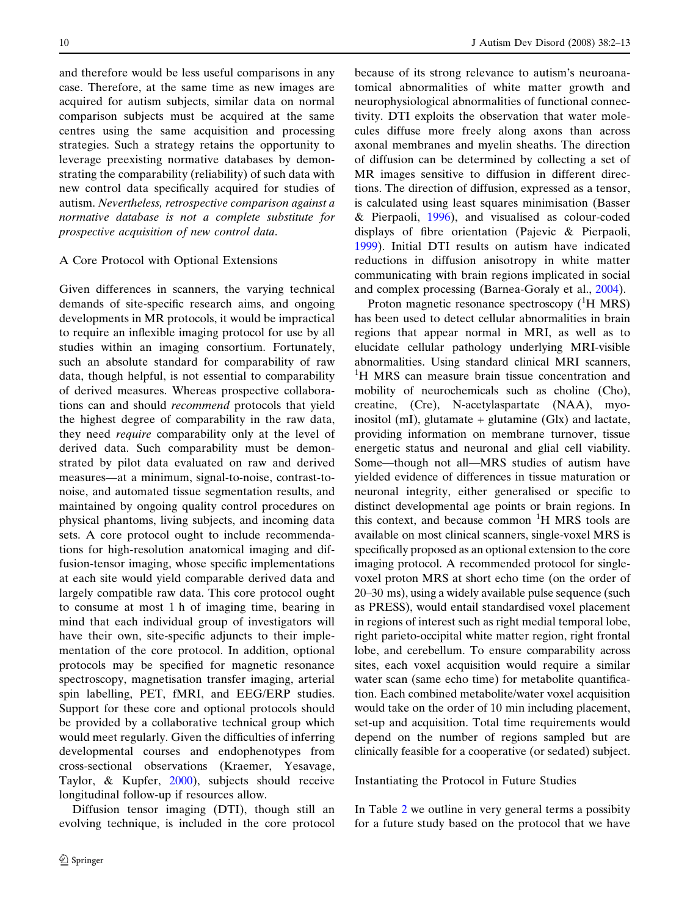and therefore would be less useful comparisons in any case. Therefore, at the same time as new images are acquired for autism subjects, similar data on normal comparison subjects must be acquired at the same centres using the same acquisition and processing strategies. Such a strategy retains the opportunity to leverage preexisting normative databases by demonstrating the comparability (reliability) of such data with new control data specifically acquired for studies of autism. *Nevertheless, retrospective comparison against a normative database is not a complete substitute for prospective acquisition of new control data.*

## A Core Protocol with Optional Extensions

Given differences in scanners, the varying technical demands of site-specific research aims, and ongoing developments in MR protocols, it would be impractical to require an inflexible imaging protocol for use by all studies within an imaging consortium. Fortunately, such an absolute standard for comparability of raw data, though helpful, is not essential to comparability of derived measures. Whereas prospective collaborations can and should *recommend* protocols that yield the highest degree of comparability in the raw data, they need *require* comparability only at the level of derived data. Such comparability must be demonstrated by pilot data evaluated on raw and derived measures—at a minimum, signal-to-noise, contrast-to-noise, and automated tissue segmentation results, and maintained by ongoing quality control procedures on physical phantoms, living subjects, and incoming data sets. A core protocol ought to include recommendations for high-resolution anatomical imaging and diffusion-tensor imaging, whose specific implementations at each site would yield comparable derived data and largely compatible raw data. This core protocol ought to consume at most 1 h of imaging time, bearing in mind that each individual group of investigators will have their own, site-specific adjuncts to their implementation of the core protocol. In addition, optional protocols may be specified for magnetic resonance spectroscopy, magnetisation transfer imaging, arterial spin labelling, PET, fMRI, and EEG/ERP studies. Support for these core and optional protocols should be provided by a collaborative technical group which would meet regularly. Given the difficulties of inferring developmental courses and endophenotypes from cross-sectional observations (Kraemer, Yesavage, Taylor, & Kupfer, 2000), subjects should receive longitudinal follow-up if resources allow.

Diffusion tensor imaging (DTI), though still an evolving technique, is included in the core protocol because of its strong relevance to autism's neuroanatomical abnormalities of white matter growth and neurophysiological abnormalities of functional connectivity. DTI exploits the observation that water molecules diffuse more freely along axons than across axonal membranes and myelin sheaths. The direction of diffusion can be determined by collecting a set of MR images sensitive to diffusion in different directions. The direction of diffusion, expressed as a tensor, is calculated using least squares minimisation (Basser & Pierpaoli, 1996), and visualised as colour-coded displays of fibre orientation (Pajevic & Pierpaoli, 1999). Initial DTI results on autism have indicated reductions in diffusion anisotropy in white matter communicating with brain regions implicated in social and complex processing (Barnea-Goraly et al., 2004).

Proton magnetic resonance spectroscopy ($^{1}$H MRS) has been used to detect cellular abnormalities in brain regions that appear normal in MRI, as well as to elucidate cellular pathology underlying MRI-visible abnormalities. Using standard clinical MRI scanners, $^{1}$H MRS can measure brain tissue concentration and mobility of neurochemicals such as choline (Cho), creatine, (Cre), N-acetylaspartate (NAA), myo-inositol (mI), glutamate + glutamine (Glx) and lactate, providing information on membrane turnover, tissue energetic status and neuronal and glial cell viability. Some—though not all—MRS studies of autism have yielded evidence of differences in tissue maturation or neuronal integrity, either generalised or specific to distinct developmental age points or brain regions. In this context, and because common $^{1}$H MRS tools are available on most clinical scanners, single-voxel MRS is specifically proposed as an optional extension to the core imaging protocol. A recommended protocol for single-voxel proton MRS at short echo time (on the order of 20–30 ms), using a widely available pulse sequence (such as PRESS), would entail standardised voxel placement in regions of interest such as right medial temporal lobe, right parieto-occipital white matter region, right frontal lobe, and cerebellum. To ensure comparability across sites, each voxel acquisition would require a similar water scan (same echo time) for metabolite quantification. Each combined metabolite/water voxel acquisition would take on the order of 10 min including placement, set-up and acquisition. Total time requirements would depend on the number of regions sampled but are clinically feasible for a cooperative (or sedated) subject.

## Instantiating the Protocol in Future Studies

In Table 2 we outline in very general terms a possibity for a future study based on the protocol that we have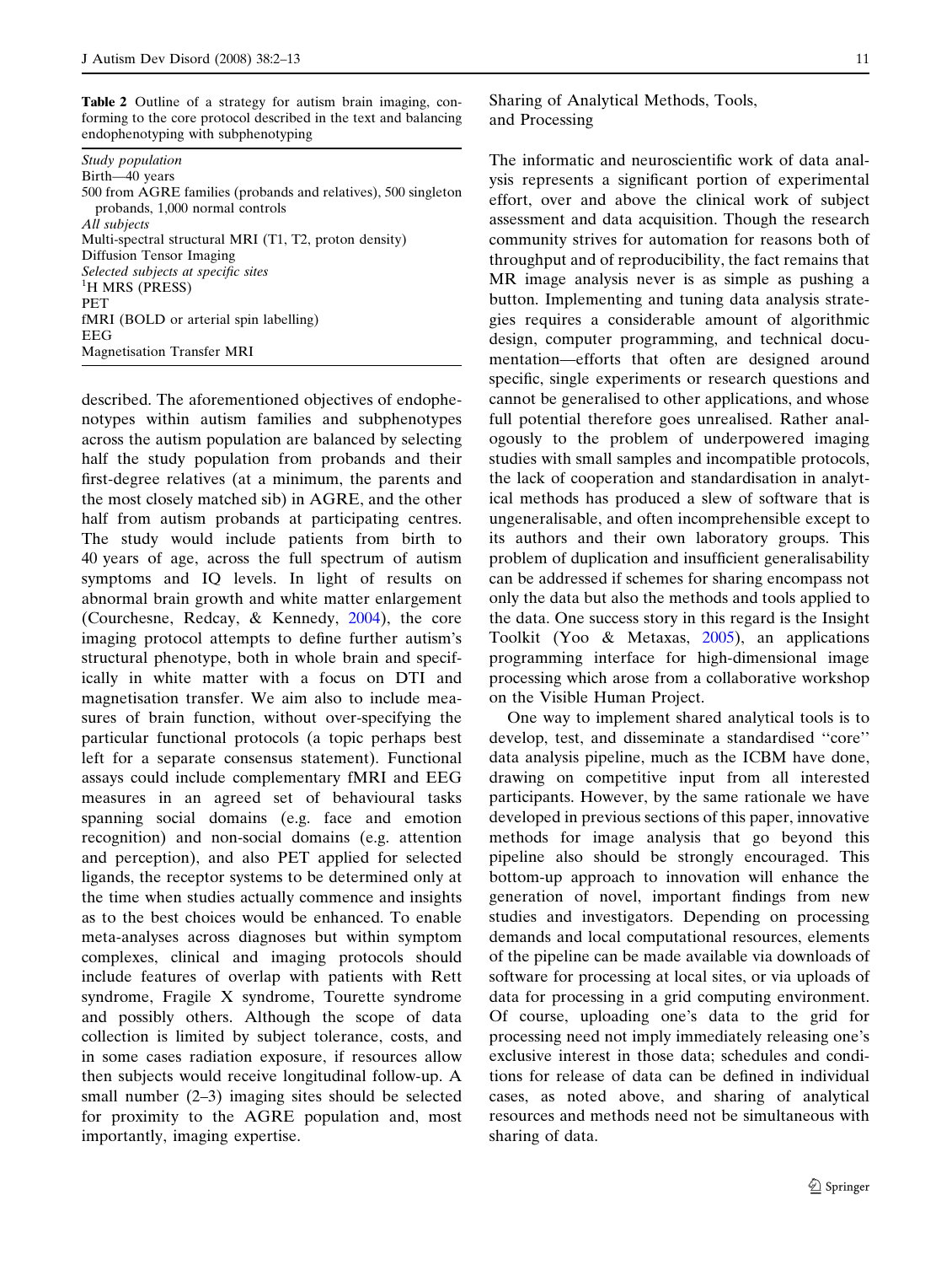**Table 2** Outline of a strategy for autism brain imaging, conforming to the core protocol described in the text and balancing endophenotyping with subphenotyping

| |
|---|
| *Study population* |
| Birth—40 years |
| 500 from AGRE families (probands and relatives), 500 singleton probands, 1,000 normal controls |
| *All subjects* |
| Multi-spectral structural MRI (T1, T2, proton density) |
| Diffusion Tensor Imaging |
| *Selected subjects at specific sites* |
| $^{1}$H MRS (PRESS) |
| PET |
| fMRI (BOLD or arterial spin labelling) |
| EEG |
| Magnetisation Transfer MRI |

described. The aforementioned objectives of endophenotypes within autism families and subphenotypes across the autism population are balanced by selecting half the study population from probands and their first-degree relatives (at a minimum, the parents and the most closely matched sib) in AGRE, and the other half from autism probands at participating centres. The study would include patients from birth to 40 years of age, across the full spectrum of autism symptoms and IQ levels. In light of results on abnormal brain growth and white matter enlargement (Courchesne, Redcay, & Kennedy, 2004), the core imaging protocol attempts to define further autism's structural phenotype, both in whole brain and specifically in white matter with a focus on DTI and magnetisation transfer. We aim also to include measures of brain function, without over-specifying the particular functional protocols (a topic perhaps best left for a separate consensus statement). Functional assays could include complementary fMRI and EEG measures in an agreed set of behavioural tasks spanning social domains (e.g. face and emotion recognition) and non-social domains (e.g. attention and perception), and also PET applied for selected ligands, the receptor systems to be determined only at the time when studies actually commence and insights as to the best choices would be enhanced. To enable meta-analyses across diagnoses but within symptom complexes, clinical and imaging protocols should include features of overlap with patients with Rett syndrome, Fragile X syndrome, Tourette syndrome and possibly others. Although the scope of data collection is limited by subject tolerance, costs, and in some cases radiation exposure, if resources allow then subjects would receive longitudinal follow-up. A small number (2–3) imaging sites should be selected for proximity to the AGRE population and, most importantly, imaging expertise.

## Sharing of Analytical Methods, Tools, and Processing

The informatic and neuroscientific work of data analysis represents a significant portion of experimental effort, over and above the clinical work of subject assessment and data acquisition. Though the research community strives for automation for reasons both of throughput and of reproducibility, the fact remains that MR image analysis never is as simple as pushing a button. Implementing and tuning data analysis strategies requires a considerable amount of algorithmic design, computer programming, and technical documentation—efforts that often are designed around specific, single experiments or research questions and cannot be generalised to other applications, and whose full potential therefore goes unrealised. Rather analogously to the problem of underpowered imaging studies with small samples and incompatible protocols, the lack of cooperation and standardisation in analytical methods has produced a slew of software that is ungeneralisable, and often incomprehensible except to its authors and their own laboratory groups. This problem of duplication and insufficient generalisability can be addressed if schemes for sharing encompass not only the data but also the methods and tools applied to the data. One success story in this regard is the Insight Toolkit (Yoo & Metaxas, 2005), an applications programming interface for high-dimensional image processing which arose from a collaborative workshop on the Visible Human Project.

One way to implement shared analytical tools is to develop, test, and disseminate a standardised "core" data analysis pipeline, much as the ICBM have done, drawing on competitive input from all interested participants. However, by the same rationale we have developed in previous sections of this paper, innovative methods for image analysis that go beyond this pipeline also should be strongly encouraged. This bottom-up approach to innovation will enhance the generation of novel, important findings from new studies and investigators. Depending on processing demands and local computational resources, elements of the pipeline can be made available via downloads of software for processing at local sites, or via uploads of data for processing in a grid computing environment. Of course, uploading one's data to the grid for processing need not imply immediately releasing one's exclusive interest in those data; schedules and conditions for release of data can be defined in individual cases, as noted above, and sharing of analytical resources and methods need not be simultaneous with sharing of data.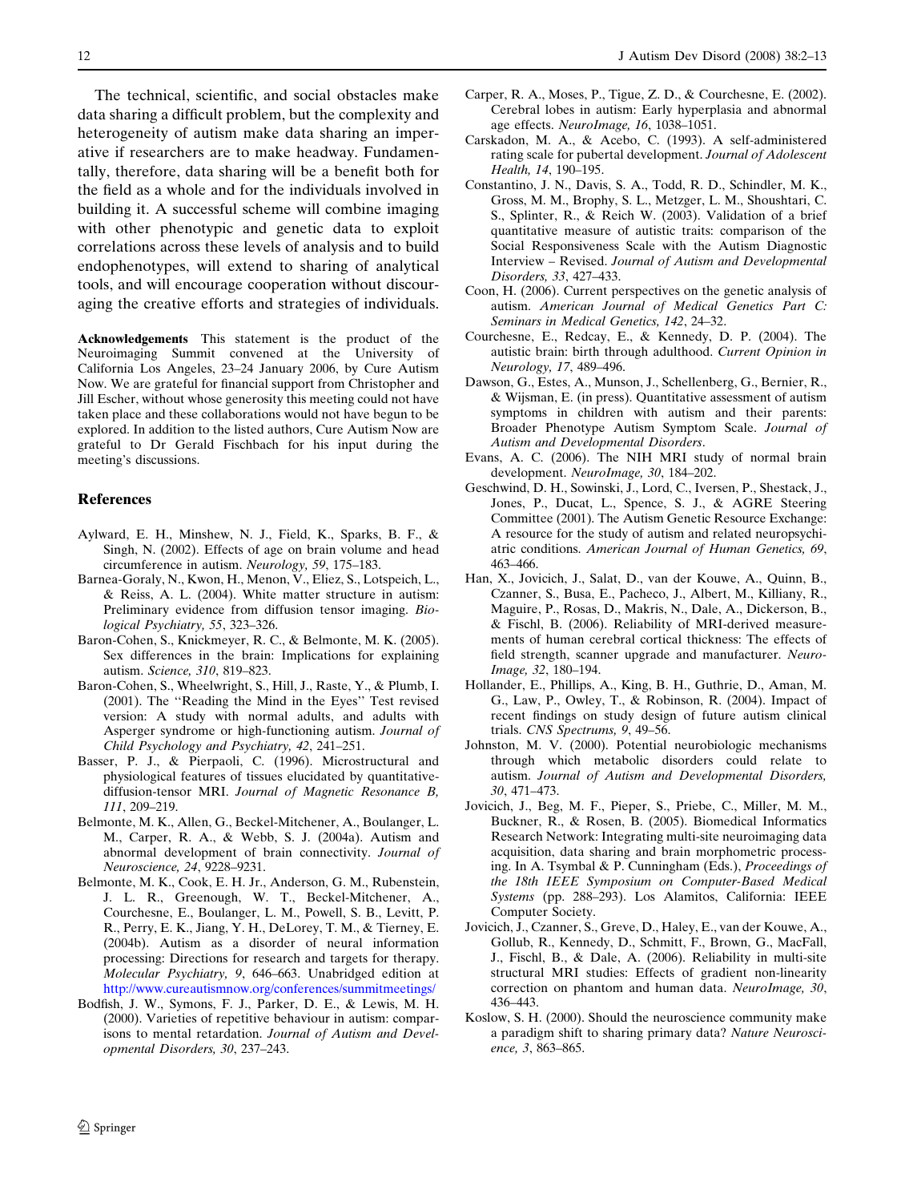The technical, scientific, and social obstacles make data sharing a difficult problem, but the complexity and heterogeneity of autism make data sharing an imperative if researchers are to make headway. Fundamentally, therefore, data sharing will be a benefit both for the field as a whole and for the individuals involved in building it. A successful scheme will combine imaging with other phenotypic and genetic data to exploit correlations across these levels of analysis and to build endophenotypes, will extend to sharing of analytical tools, and will encourage cooperation without discouraging the creative efforts and strategies of individuals.

**Acknowledgements** This statement is the product of the Neuroimaging Summit convened at the University of California Los Angeles, 23–24 January 2006, by Cure Autism Now. We are grateful for financial support from Christopher and Jill Escher, without whose generosity this meeting could not have taken place and these collaborations would not have begun to be explored. In addition to the listed authors, Cure Autism Now are grateful to Dr Gerald Fischbach for his input during the meeting's discussions.

## References

Aylward, E. H., Minshew, N. J., Field, K., Sparks, B. F., & Singh, N. (2002). Effects of age on brain volume and head circumference in autism. *Neurology, 59*, 175–183.

Barnea-Goraly, N., Kwon, H., Menon, V., Eliez, S., Lotspeich, L., & Reiss, A. L. (2004). White matter structure in autism: Preliminary evidence from diffusion tensor imaging. *Biological Psychiatry, 55*, 323–326.

Baron-Cohen, S., Knickmeyer, R. C., & Belmonte, M. K. (2005). Sex differences in the brain: Implications for explaining autism. *Science, 310*, 819–823.

Baron-Cohen, S., Wheelwright, S., Hill, J., Raste, Y., & Plumb, I. (2001). The ''Reading the Mind in the Eyes'' Test revised version: A study with normal adults, and adults with Asperger syndrome or high-functioning autism. *Journal of Child Psychology and Psychiatry, 42*, 241–251.

Basser, P. J., & Pierpaoli, C. (1996). Microstructural and physiological features of tissues elucidated by quantitative-diffusion-tensor MRI. *Journal of Magnetic Resonance B, 111*, 209–219.

Belmonte, M. K., Allen, G., Beckel-Mitchener, A., Boulanger, L. M., Carper, R. A., & Webb, S. J. (2004a). Autism and abnormal development of brain connectivity. *Journal of Neuroscience, 24*, 9228–9231.

Belmonte, M. K., Cook, E. H. Jr., Anderson, G. M., Rubenstein, J. L. R., Greenough, W. T., Beckel-Mitchener, A., Courchesne, E., Boulanger, L. M., Powell, S. B., Levitt, P. R., Perry, E. K., Jiang, Y. H., DeLorey, T. M., & Tierney, E. (2004b). Autism as a disorder of neural information processing: Directions for research and targets for therapy. *Molecular Psychiatry, 9*, 646–663. Unabridged edition at http://www.cureautismnow.org/conferences/summitmeetings/

Bodfish, J. W., Symons, F. J., Parker, D. E., & Lewis, M. H. (2000). Varieties of repetitive behaviour in autism: comparisons to mental retardation. *Journal of Autism and Developmental Disorders, 30*, 237–243.

Carper, R. A., Moses, P., Tigue, Z. D., & Courchesne, E. (2002). Cerebral lobes in autism: Early hyperplasia and abnormal age effects. *NeuroImage, 16*, 1038–1051.

Carskadon, M. A., & Acebo, C. (1993). A self-administered rating scale for pubertal development. *Journal of Adolescent Health, 14*, 190–195.

Constantino, J. N., Davis, S. A., Todd, R. D., Schindler, M. K., Gross, M. M., Brophy, S. L., Metzger, L. M., Shoushtari, C. S., Splinter, R., & Reich W. (2003). Validation of a brief quantitative measure of autistic traits: comparison of the Social Responsiveness Scale with the Autism Diagnostic Interview – Revised. *Journal of Autism and Developmental Disorders, 33*, 427–433.

Coon, H. (2006). Current perspectives on the genetic analysis of autism. *American Journal of Medical Genetics Part C: Seminars in Medical Genetics, 142*, 24–32.

Courchesne, E., Redcay, E., & Kennedy, D. P. (2004). The autistic brain: birth through adulthood. *Current Opinion in Neurology, 17*, 489–496.

Dawson, G., Estes, A., Munson, J., Schellenberg, G., Bernier, R., & Wijsman, E. (in press). Quantitative assessment of autism symptoms in children with autism and their parents: Broader Phenotype Autism Symptom Scale. *Journal of Autism and Developmental Disorders*.

Evans, A. C. (2006). The NIH MRI study of normal brain development. *NeuroImage, 30*, 184–202.

Geschwind, D. H., Sowinski, J., Lord, C., Iversen, P., Shestack, J., Jones, P., Ducat, L., Spence, S. J., & AGRE Steering Committee (2001). The Autism Genetic Resource Exchange: A resource for the study of autism and related neuropsychiatric conditions. *American Journal of Human Genetics, 69*, 463–466.

Han, X., Jovicich, J., Salat, D., van der Kouwe, A., Quinn, B., Czanner, S., Busa, E., Pacheco, J., Albert, M., Killiany, R., Maguire, P., Rosas, D., Makris, N., Dale, A., Dickerson, B., & Fischl, B. (2006). Reliability of MRI-derived measurements of human cerebral cortical thickness: The effects of field strength, scanner upgrade and manufacturer. *NeuroImage, 32*, 180–194.

Hollander, E., Phillips, A., King, B. H., Guthrie, D., Aman, M. G., Law, P., Owley, T., & Robinson, R. (2004). Impact of recent findings on study design of future autism clinical trials. *CNS Spectrums, 9*, 49–56.

Johnston, M. V. (2000). Potential neurobiologic mechanisms through which metabolic disorders could relate to autism. *Journal of Autism and Developmental Disorders, 30*, 471–473.

Jovicich, J., Beg, M. F., Pieper, S., Priebe, C., Miller, M. M., Buckner, R., & Rosen, B. (2005). Biomedical Informatics Research Network: Integrating multi-site neuroimaging data acquisition, data sharing and brain morphometric processing. In A. Tsymbal & P. Cunningham (Eds.), *Proceedings of the 18th IEEE Symposium on Computer-Based Medical Systems* (pp. 288–293). Los Alamitos, California: IEEE Computer Society.

Jovicich, J., Czanner, S., Greve, D., Haley, E., van der Kouwe, A., Gollub, R., Kennedy, D., Schmitt, F., Brown, G., MacFall, J., Fischl, B., & Dale, A. (2006). Reliability in multi-site structural MRI studies: Effects of gradient non-linearity correction on phantom and human data. *NeuroImage, 30*, 436–443.

Koslow, S. H. (2000). Should the neuroscience community make a paradigm shift to sharing primary data? *Nature Neuroscience, 3*, 863–865.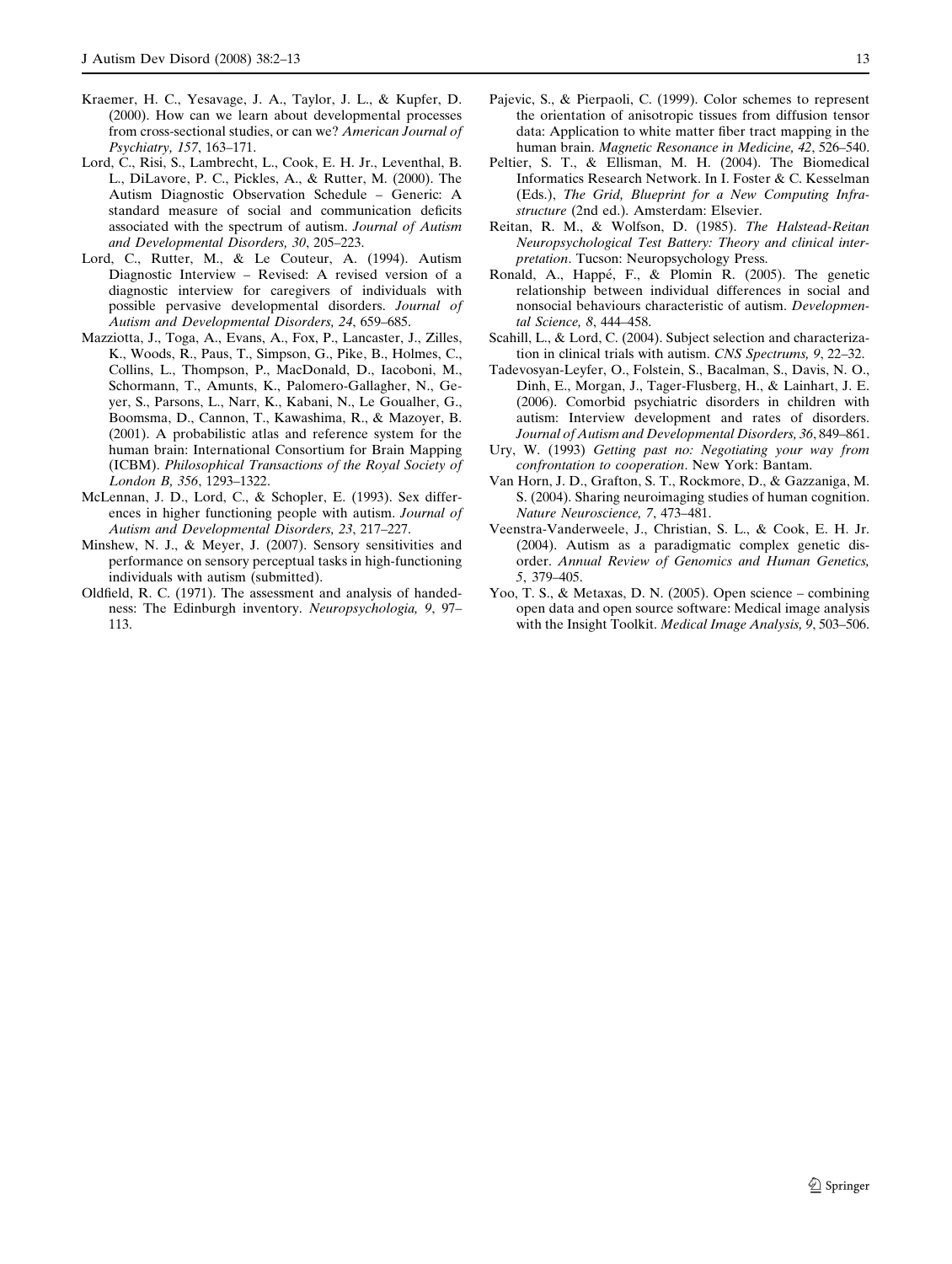Kraemer, H. C., Yesavage, J. A., Taylor, J. L., & Kupfer, D. (2000). How can we learn about developmental processes from cross-sectional studies, or can we? *American Journal of Psychiatry, 157*, 163–171.

Lord, C., Risi, S., Lambrecht, L., Cook, E. H. Jr., Leventhal, B. L., DiLavore, P. C., Pickles, A., & Rutter, M. (2000). The Autism Diagnostic Observation Schedule – Generic: A standard measure of social and communication deficits associated with the spectrum of autism. *Journal of Autism and Developmental Disorders, 30*, 205–223.

Lord, C., Rutter, M., & Le Couteur, A. (1994). Autism Diagnostic Interview – Revised: A revised version of a diagnostic interview for caregivers of individuals with possible pervasive developmental disorders. *Journal of Autism and Developmental Disorders, 24*, 659–685.

Mazziotta, J., Toga, A., Evans, A., Fox, P., Lancaster, J., Zilles, K., Woods, R., Paus, T., Simpson, G., Pike, B., Holmes, C., Collins, L., Thompson, P., MacDonald, D., Iacoboni, M., Schormann, T., Amunts, K., Palomero-Gallagher, N., Geyer, S., Parsons, L., Narr, K., Kabani, N., Le Goualher, G., Boomsma, D., Cannon, T., Kawashima, R., & Mazoyer, B. (2001). A probabilistic atlas and reference system for the human brain: International Consortium for Brain Mapping (ICBM). *Philosophical Transactions of the Royal Society of London B, 356*, 1293–1322.

McLennan, J. D., Lord, C., & Schopler, E. (1993). Sex differences in higher functioning people with autism. *Journal of Autism and Developmental Disorders, 23*, 217–227.

Minshew, N. J., & Meyer, J. (2007). Sensory sensitivities and performance on sensory perceptual tasks in high-functioning individuals with autism (submitted).

Oldfield, R. C. (1971). The assessment and analysis of handedness: The Edinburgh inventory. *Neuropsychologia, 9*, 97–113.

Pajevic, S., & Pierpaoli, C. (1999). Color schemes to represent the orientation of anisotropic tissues from diffusion tensor data: Application to white matter fiber tract mapping in the human brain. *Magnetic Resonance in Medicine, 42*, 526–540.

Peltier, S. T., & Ellisman, M. H. (2004). The Biomedical Informatics Research Network. In I. Foster & C. Kesselman (Eds.), *The Grid, Blueprint for a New Computing Infrastructure* (2nd ed.). Amsterdam: Elsevier.

Reitan, R. M., & Wolfson, D. (1985). *The Halstead-Reitan Neuropsychological Test Battery: Theory and clinical interpretation*. Tucson: Neuropsychology Press.

Ronald, A., Happé, F., & Plomin R. (2005). The genetic relationship between individual differences in social and nonsocial behaviours characteristic of autism. *Developmental Science, 8*, 444–458.

Scahill, L., & Lord, C. (2004). Subject selection and characterization in clinical trials with autism. *CNS Spectrums, 9*, 22–32.

Tadevosyan-Leyfer, O., Folstein, S., Bacalman, S., Davis, N. O., Dinh, E., Morgan, J., Tager-Flusberg, H., & Lainhart, J. E. (2006). Comorbid psychiatric disorders in children with autism: Interview development and rates of disorders. *Journal of Autism and Developmental Disorders, 36*, 849–861.

Ury, W. (1993) *Getting past no: Negotiating your way from confrontation to cooperation*. New York: Bantam.

Van Horn, J. D., Grafton, S. T., Rockmore, D., & Gazzaniga, M. S. (2004). Sharing neuroimaging studies of human cognition. *Nature Neuroscience, 7*, 473–481.

Veenstra-Vanderweele, J., Christian, S. L., & Cook, E. H. Jr. (2004). Autism as a paradigmatic complex genetic disorder. *Annual Review of Genomics and Human Genetics, 5*, 379–405.

Yoo, T. S., & Metaxas, D. N. (2005). Open science – combining open data and open source software: Medical image analysis with the Insight Toolkit. *Medical Image Analysis, 9*, 503–506.